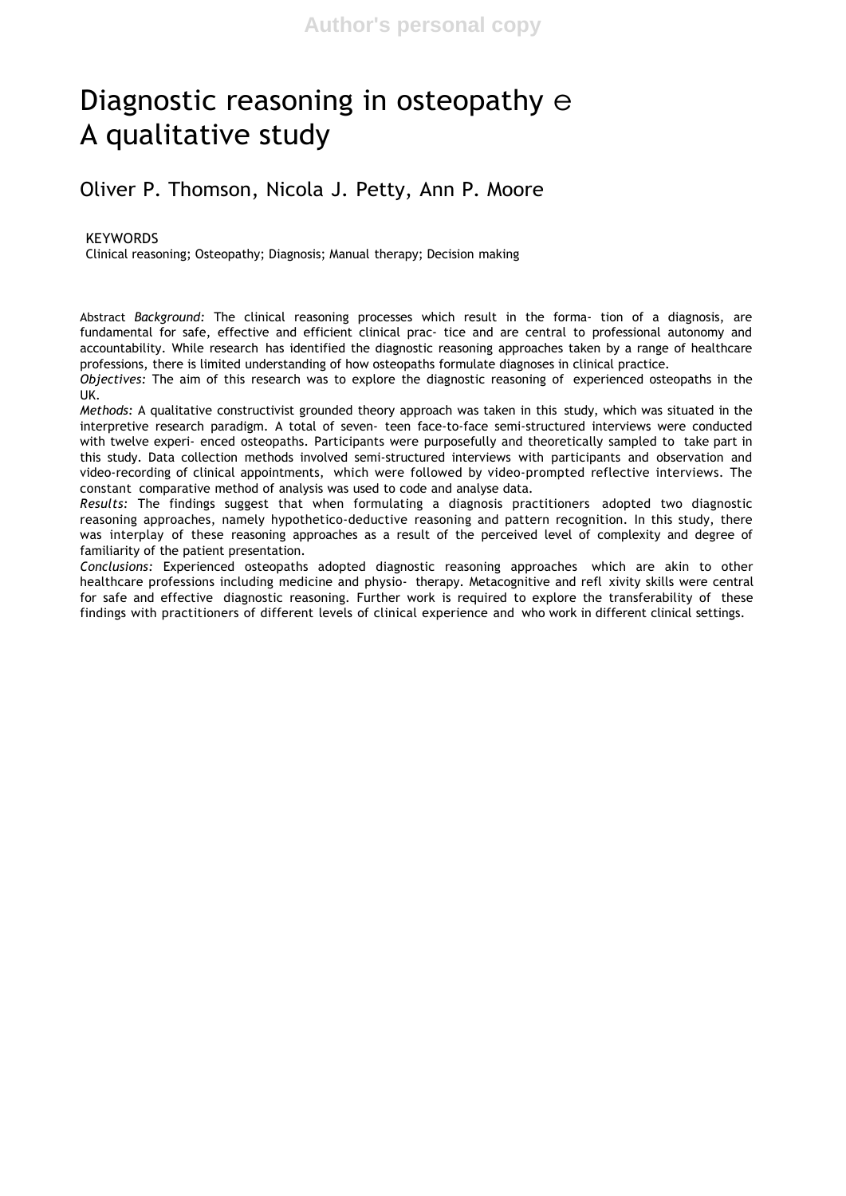# Diagnostic reasoning in osteopathy ⊖ A qualitative study

Oliver P. Thomson, Nicola J. Petty, Ann P. Moore

KEYWORDS
Clinical reasoning; Osteopathy; Diagnosis; Manual therapy; Decision making

Abstract *Background:* The clinical reasoning processes which result in the forma- tion of a diagnosis, are fundamental for safe, effective and efficient clinical prac- tice and are central to professional autonomy and accountability. While research has identified the diagnostic reasoning approaches taken by a range of healthcare professions, there is limited understanding of how osteopaths formulate diagnoses in clinical practice.

*Objectives:* The aim of this research was to explore the diagnostic reasoning of experienced osteopaths in the UK.

*Methods:* A qualitative constructivist grounded theory approach was taken in this study, which was situated in the interpretive research paradigm. A total of seven- teen face-to-face semi-structured interviews were conducted with twelve experi- enced osteopaths. Participants were purposefully and theoretically sampled to take part in this study. Data collection methods involved semi-structured interviews with participants and observation and video-recording of clinical appointments, which were followed by video-prompted reflective interviews. The constant comparative method of analysis was used to code and analyse data.

*Results:* The findings suggest that when formulating a diagnosis practitioners adopted two diagnostic reasoning approaches, namely hypothetico-deductive reasoning and pattern recognition. In this study, there was interplay of these reasoning approaches as a result of the perceived level of complexity and degree of familiarity of the patient presentation.

*Conclusions:* Experienced osteopaths adopted diagnostic reasoning approaches which are akin to other healthcare professions including medicine and physio- therapy. Metacognitive and refl xivity skills were central for safe and effective diagnostic reasoning. Further work is required to explore the transferability of these findings with practitioners of different levels of clinical experience and who work in different clinical settings.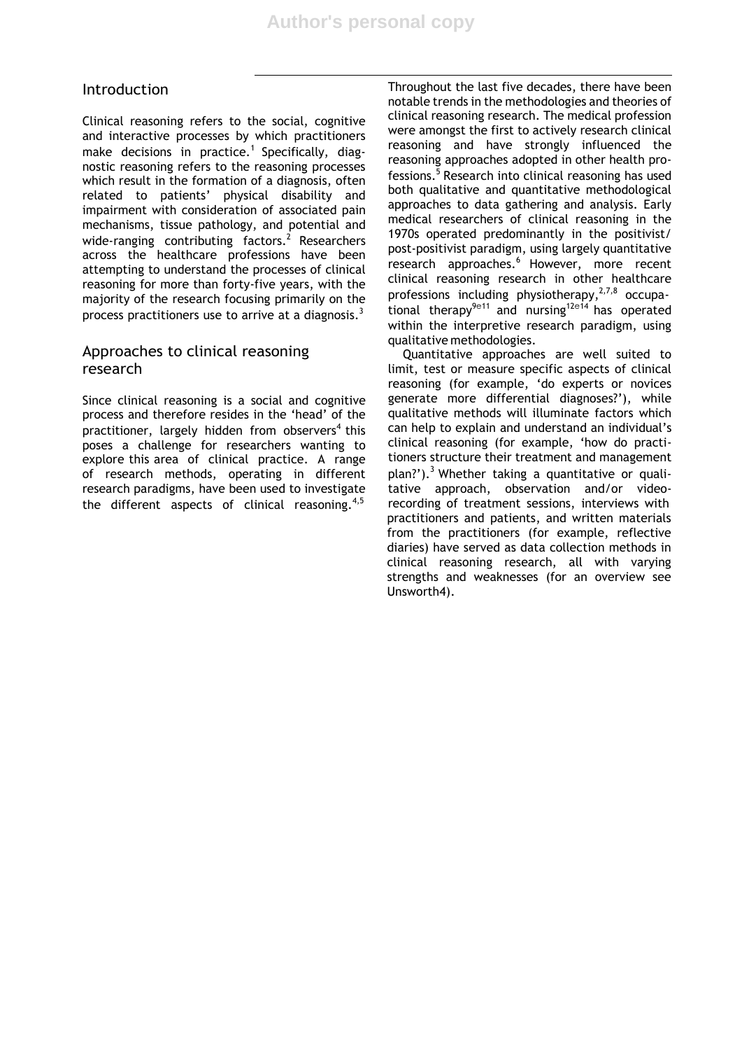## Introduction

Clinical reasoning refers to the social, cognitive and interactive processes by which practitioners make decisions in practice.[1] Specifically, diagnostic reasoning refers to the reasoning processes which result in the formation of a diagnosis, often related to patients' physical disability and impairment with consideration of associated pain mechanisms, tissue pathology, and potential and wide-ranging contributing factors.[2] Researchers across the healthcare professions have been attempting to understand the processes of clinical reasoning for more than forty-five years, with the majority of the research focusing primarily on the process practitioners use to arrive at a diagnosis.[3]

## Approaches to clinical reasoning research

Since clinical reasoning is a social and cognitive process and therefore resides in the 'head' of the practitioner, largely hidden from observers[4] this poses a challenge for researchers wanting to explore this area of clinical practice. A range of research methods, operating in different research paradigms, have been used to investigate the different aspects of clinical reasoning.[4,5]

Throughout the last five decades, there have been notable trends in the methodologies and theories of clinical reasoning research. The medical profession were amongst the first to actively research clinical reasoning and have strongly influenced the reasoning approaches adopted in other health professions.[5] Research into clinical reasoning has used both qualitative and quantitative methodological approaches to data gathering and analysis. Early medical researchers of clinical reasoning in the 1970s operated predominantly in the positivist/post-positivist paradigm, using largely quantitative research approaches.[6] However, more recent clinical reasoning research in other healthcare professions including physiotherapy,[2,7,8] occupational therapy[9e11] and nursing[12e14] has operated within the interpretive research paradigm, using qualitative methodologies.

Quantitative approaches are well suited to limit, test or measure specific aspects of clinical reasoning (for example, 'do experts or novices generate more differential diagnoses?'), while qualitative methods will illuminate factors which can help to explain and understand an individual's clinical reasoning (for example, 'how do practitioners structure their treatment and management plan?').[3] Whether taking a quantitative or qualitative approach, observation and/or video-recording of treatment sessions, interviews with practitioners and patients, and written materials from the practitioners (for example, reflective diaries) have served as data collection methods in clinical reasoning research, all with varying strengths and weaknesses (for an overview see Unsworth4).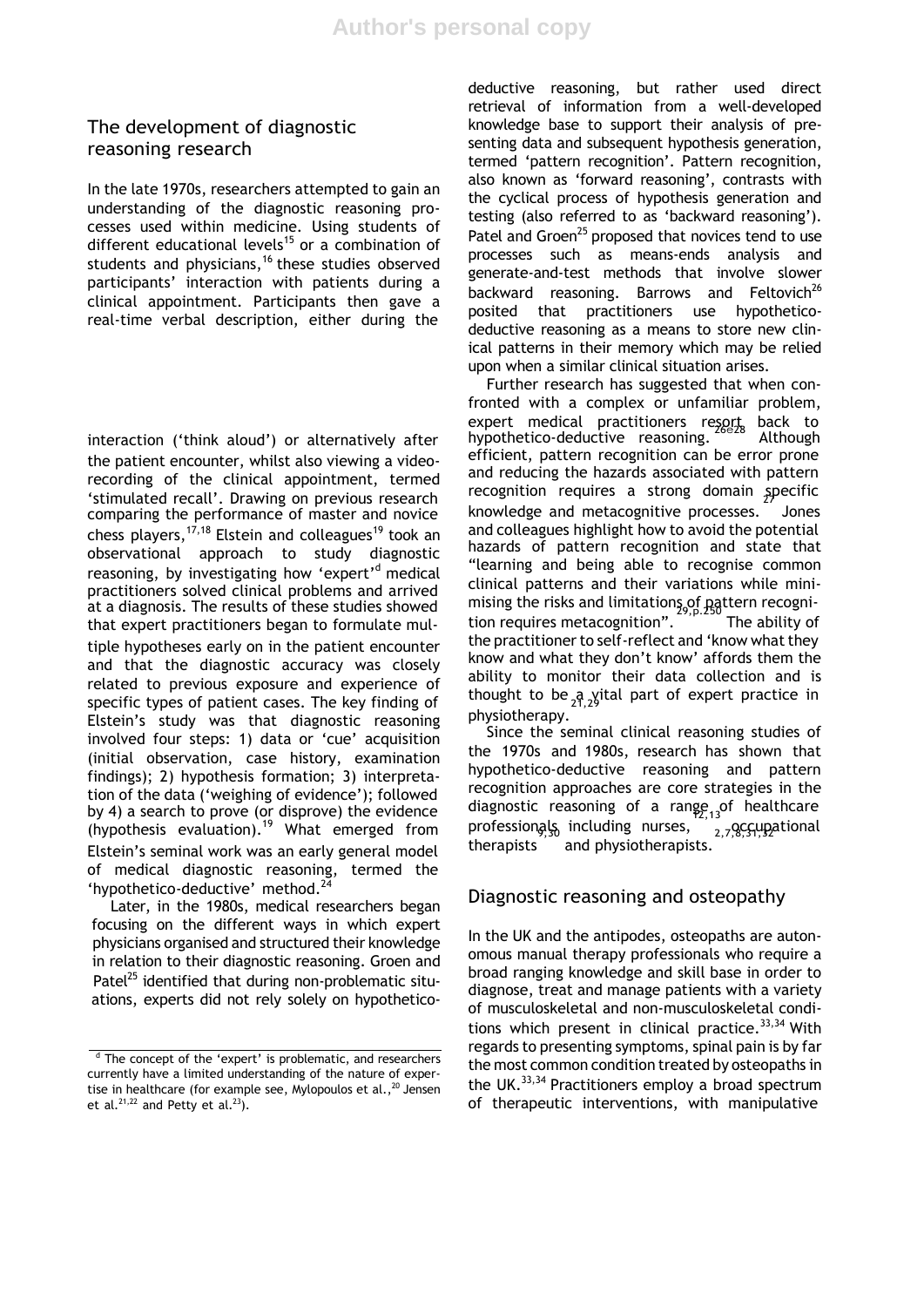## The development of diagnostic reasoning research

In the late 1970s, researchers attempted to gain an understanding of the diagnostic reasoning processes used within medicine. Using students of different educational levels[15] or a combination of students and physicians,[16] these studies observed participants' interaction with patients during a clinical appointment. Participants then gave a real-time verbal description, either during the interaction ('think aloud') or alternatively after the patient encounter, whilst also viewing a video-recording of the clinical appointment, termed 'stimulated recall'. Drawing on previous research comparing the performance of master and novice chess players,[17,18] Elstein and colleagues[19] took an observational approach to study diagnostic reasoning, by investigating how 'expert'[d] medical practitioners solved clinical problems and arrived at a diagnosis. The results of these studies showed that expert practitioners began to formulate multiple hypotheses early on in the patient encounter and that the diagnostic accuracy was closely related to previous exposure and experience of specific types of patient cases. The key finding of Elstein's study was that diagnostic reasoning involved four steps: 1) data or 'cue' acquisition (initial observation, case history, examination findings); 2) hypothesis formation; 3) interpretation of the data ('weighing of evidence'); followed by 4) a search to prove (or disprove) the evidence (hypothesis evaluation).[19] What emerged from Elstein's seminal work was an early general model of medical diagnostic reasoning, termed the 'hypothetico-deductive' method.[24]

Later, in the 1980s, medical researchers began focusing on the different ways in which expert physicians organised and structured their knowledge in relation to their diagnostic reasoning. Groen and Patel[25] identified that during non-problematic situations, experts did not rely solely on hypothetico-deductive reasoning, but rather used direct retrieval of information from a well-developed knowledge base to support their analysis of presenting data and subsequent hypothesis generation, termed 'pattern recognition'. Pattern recognition, also known as 'forward reasoning', contrasts with the cyclical process of hypothesis generation and testing (also referred to as 'backward reasoning'). Patel and Groen[25] proposed that novices tend to use processes such as means-ends analysis and generate-and-test methods that involve slower backward reasoning. Barrows and Feltovich[26] posited that practitioners use hypothetico-deductive reasoning as a means to store new clinical patterns in their memory which may be relied upon when a similar clinical situation arises.

Further research has suggested that when confronted with a complex or unfamiliar problem, expert medical practitioners resort back to hypothetico-deductive reasoning.[26e28] Although efficient, pattern recognition can be error prone and reducing the hazards associated with pattern recognition requires a strong domain specific knowledge and metacognitive processes.[27] Jones and colleagues highlight how to avoid the potential hazards of pattern recognition and state that "learning and being able to recognise common clinical patterns and their variations while minimising the risks and limitations of pattern recognition requires metacognition".[29,p.250] The ability of the practitioner to self-reflect and 'know what they know and what they don't know' affords them the ability to monitor their data collection and is thought to be a vital part of expert practice in physiotherapy.[21,29]

Since the seminal clinical reasoning studies of the 1970s and 1980s, research has shown that hypothetico-deductive reasoning and pattern recognition approaches are core strategies in the diagnostic reasoning of a range of healthcare professionals including nurses,[12,13] occupational therapists[9,30] and physiotherapists.[2,7,8,31,32]

## Diagnostic reasoning and osteopathy

In the UK and the antipodes, osteopaths are autonomous manual therapy professionals who require a broad ranging knowledge and skill base in order to diagnose, treat and manage patients with a variety of musculoskeletal and non-musculoskeletal conditions which present in clinical practice.[33,34] With regards to presenting symptoms, spinal pain is by far the most common condition treated by osteopaths in the UK.[33,34] Practitioners employ a broad spectrum of therapeutic interventions, with manipulative

[d] The concept of the 'expert' is problematic, and researchers currently have a limited understanding of the nature of expertise in healthcare (for example see, Mylopoulos et al.,[20] Jensen et al.[21,22] and Petty et al.[23]).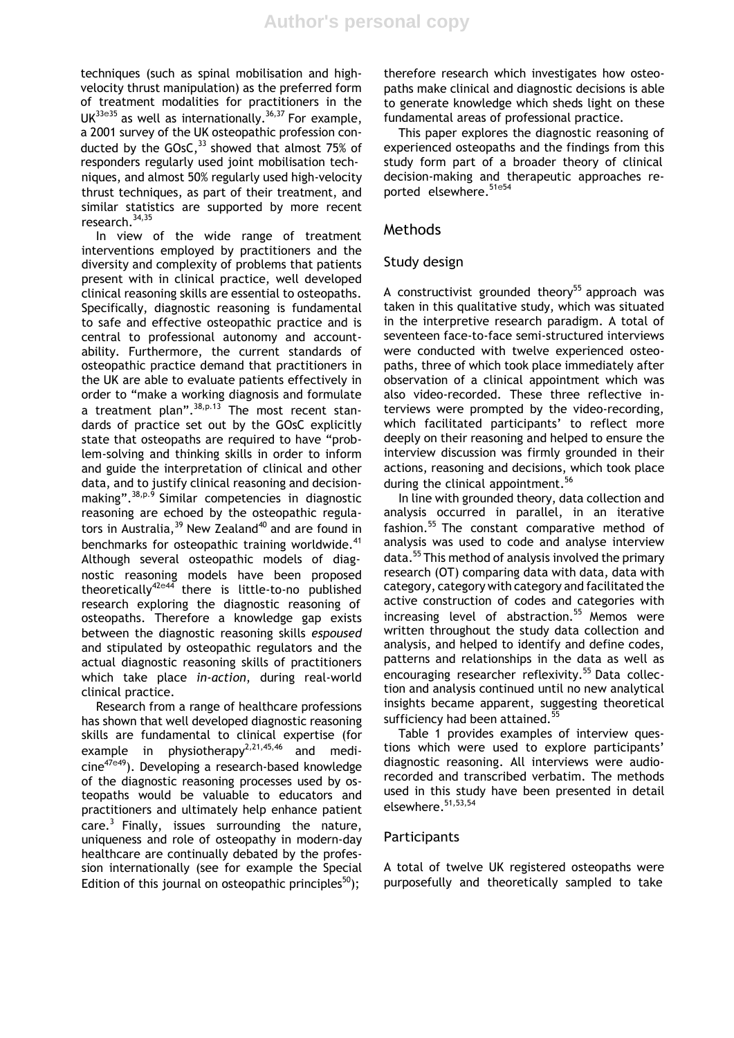techniques (such as spinal mobilisation and high-velocity thrust manipulation) as the preferred form of treatment modalities for practitioners in the UK[33e35] as well as internationally.[36,37] For example, a 2001 survey of the UK osteopathic profession conducted by the GOsC,[33] showed that almost 75% of responders regularly used joint mobilisation techniques, and almost 50% regularly used high-velocity thrust techniques, as part of their treatment, and similar statistics are supported by more recent research.[34,35]

In view of the wide range of treatment interventions employed by practitioners and the diversity and complexity of problems that patients present with in clinical practice, well developed clinical reasoning skills are essential to osteopaths. Specifically, diagnostic reasoning is fundamental to safe and effective osteopathic practice and is central to professional autonomy and accountability. Furthermore, the current standards of osteopathic practice demand that practitioners in the UK are able to evaluate patients effectively in order to "make a working diagnosis and formulate a treatment plan".[38,p.13] The most recent standards of practice set out by the GOsC explicitly state that osteopaths are required to have "problem-solving and thinking skills in order to inform and guide the interpretation of clinical and other data, and to justify clinical reasoning and decision-making".[38,p.9] Similar competencies in diagnostic reasoning are echoed by the osteopathic regulators in Australia,[39] New Zealand[40] and are found in benchmarks for osteopathic training worldwide.[41] Although several osteopathic models of diagnostic reasoning models have been proposed theoretically[42e44] there is little-to-no published research exploring the diagnostic reasoning of osteopaths. Therefore a knowledge gap exists between the diagnostic reasoning skills *espoused* and stipulated by osteopathic regulators and the actual diagnostic reasoning skills of practitioners which take place *in-action*, during real-world clinical practice.

Research from a range of healthcare professions has shown that well developed diagnostic reasoning skills are fundamental to clinical expertise (for example in physiotherapy[2,21,45,46] and medicine[47e49]). Developing a research-based knowledge of the diagnostic reasoning processes used by osteopaths would be valuable to educators and practitioners and ultimately help enhance patient care.[3] Finally, issues surrounding the nature, uniqueness and role of osteopathy in modern-day healthcare are continually debated by the profession internationally (see for example the Special Edition of this journal on osteopathic principles[50]); therefore research which investigates how osteopaths make clinical and diagnostic decisions is able to generate knowledge which sheds light on these fundamental areas of professional practice.

This paper explores the diagnostic reasoning of experienced osteopaths and the findings from this study form part of a broader theory of clinical decision-making and therapeutic approaches reported elsewhere.[51e54]

## Methods

### Study design

A constructivist grounded theory[55] approach was taken in this qualitative study, which was situated in the interpretive research paradigm. A total of seventeen face-to-face semi-structured interviews were conducted with twelve experienced osteopaths, three of which took place immediately after observation of a clinical appointment which was also video-recorded. These three reflective interviews were prompted by the video-recording, which facilitated participants' to reflect more deeply on their reasoning and helped to ensure the interview discussion was firmly grounded in their actions, reasoning and decisions, which took place during the clinical appointment.[56]

In line with grounded theory, data collection and analysis occurred in parallel, in an iterative fashion.[55] The constant comparative method of analysis was used to code and analyse interview data.[55] This method of analysis involved the primary research (OT) comparing data with data, data with category, category with category and facilitated the active construction of codes and categories with increasing level of abstraction.[55] Memos were written throughout the study data collection and analysis, and helped to identify and define codes, patterns and relationships in the data as well as encouraging researcher reflexivity.[55] Data collection and analysis continued until no new analytical insights became apparent, suggesting theoretical sufficiency had been attained.[55]

Table 1 provides examples of interview questions which were used to explore participants' diagnostic reasoning. All interviews were audio-recorded and transcribed verbatim. The methods used in this study have been presented in detail elsewhere.[51,53,54]

### Participants

A total of twelve UK registered osteopaths were purposefully and theoretically sampled to take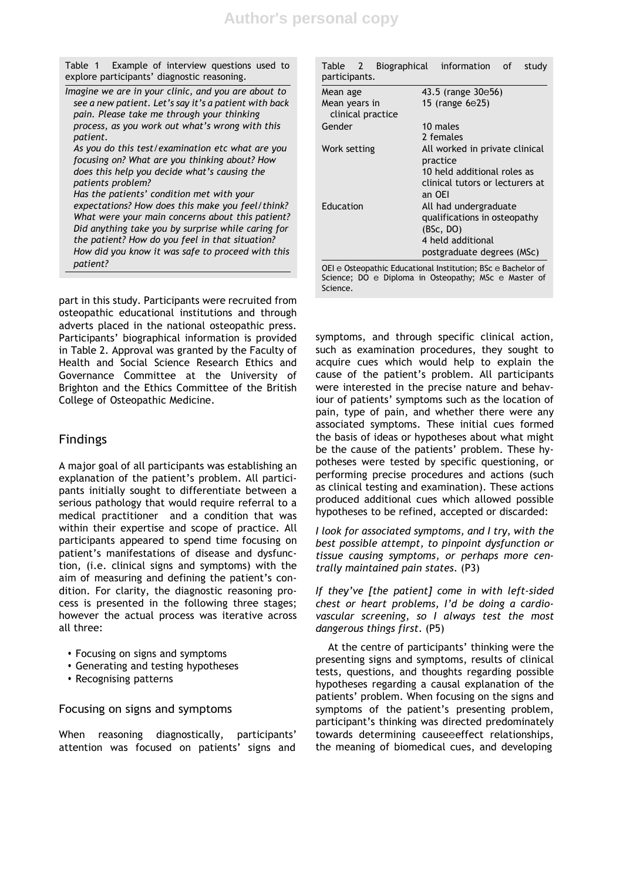Table 1 Example of interview questions used to explore participants' diagnostic reasoning.

*Imagine we are in your clinic, and you are about to see a new patient. Let's say it's a patient with back pain. Please take me through your thinking process, as you work out what's wrong with this patient.*
*As you do this test/examination etc what are you focusing on? What are you thinking about? How does this help you decide what's causing the patients problem?*
*Has the patients' condition met with your expectations? How does this make you feel/think?*
*What were your main concerns about this patient?*
*Did anything take you by surprise while caring for the patient? How do you feel in that situation?*
*How did you know it was safe to proceed with this patient?*

Table 2 Biographical information of study participants.

| | |
|---|---|
| Mean age | 43.5 (range 30e56) |
| Mean years in clinical practice | 15 (range 6e25) |
| Gender | 10 males<br>2 females |
| Work setting | All worked in private clinical practice<br>10 held additional roles as clinical tutors or lecturers at an OEI |
| Education | All had undergraduate qualifications in osteopathy (BSc, DO)<br>4 held additional postgraduate degrees (MSc) |

OEI e Osteopathic Educational Institution; BSc e Bachelor of Science; DO e Diploma in Osteopathy; MSc e Master of Science.

part in this study. Participants were recruited from osteopathic educational institutions and through adverts placed in the national osteopathic press. Participants' biographical information is provided in Table 2. Approval was granted by the Faculty of Health and Social Science Research Ethics and Governance Committee at the University of Brighton and the Ethics Committee of the British College of Osteopathic Medicine.

## Findings

A major goal of all participants was establishing an explanation of the patient's problem. All participants initially sought to differentiate between a serious pathology that would require referral to a medical practitioner and a condition that was within their expertise and scope of practice. All participants appeared to spend time focusing on patient's manifestations of disease and dysfunction, (i.e. clinical signs and symptoms) with the aim of measuring and defining the patient's condition. For clarity, the diagnostic reasoning process is presented in the following three stages; however the actual process was iterative across all three:

- Focusing on signs and symptoms
- Generating and testing hypotheses
- Recognising patterns

### Focusing on signs and symptoms

When reasoning diagnostically, participants' attention was focused on patients' signs and symptoms, and through specific clinical action, such as examination procedures, they sought to acquire cues which would help to explain the cause of the patient's problem. All participants were interested in the precise nature and behaviour of patients' symptoms such as the location of pain, type of pain, and whether there were any associated symptoms. These initial cues formed the basis of ideas or hypotheses about what might be the cause of the patients' problem. These hypotheses were tested by specific questioning, or performing precise procedures and actions (such as clinical testing and examination). These actions produced additional cues which allowed possible hypotheses to be refined, accepted or discarded:

*I look for associated symptoms, and I try, with the best possible attempt, to pinpoint dysfunction or tissue causing symptoms, or perhaps more centrally maintained pain states.* (P3)

*If they've [the patient] come in with left-sided chest or heart problems, I'd be doing a cardiovascular screening, so I always test the most dangerous things first.* (P5)

At the centre of participants' thinking were the presenting signs and symptoms, results of clinical tests, questions, and thoughts regarding possible hypotheses regarding a causal explanation of the patients' problem. When focusing on the signs and symptoms of the patient's presenting problem, participant's thinking was directed predominately towards determining causeeeffect relationships, the meaning of biomedical cues, and developing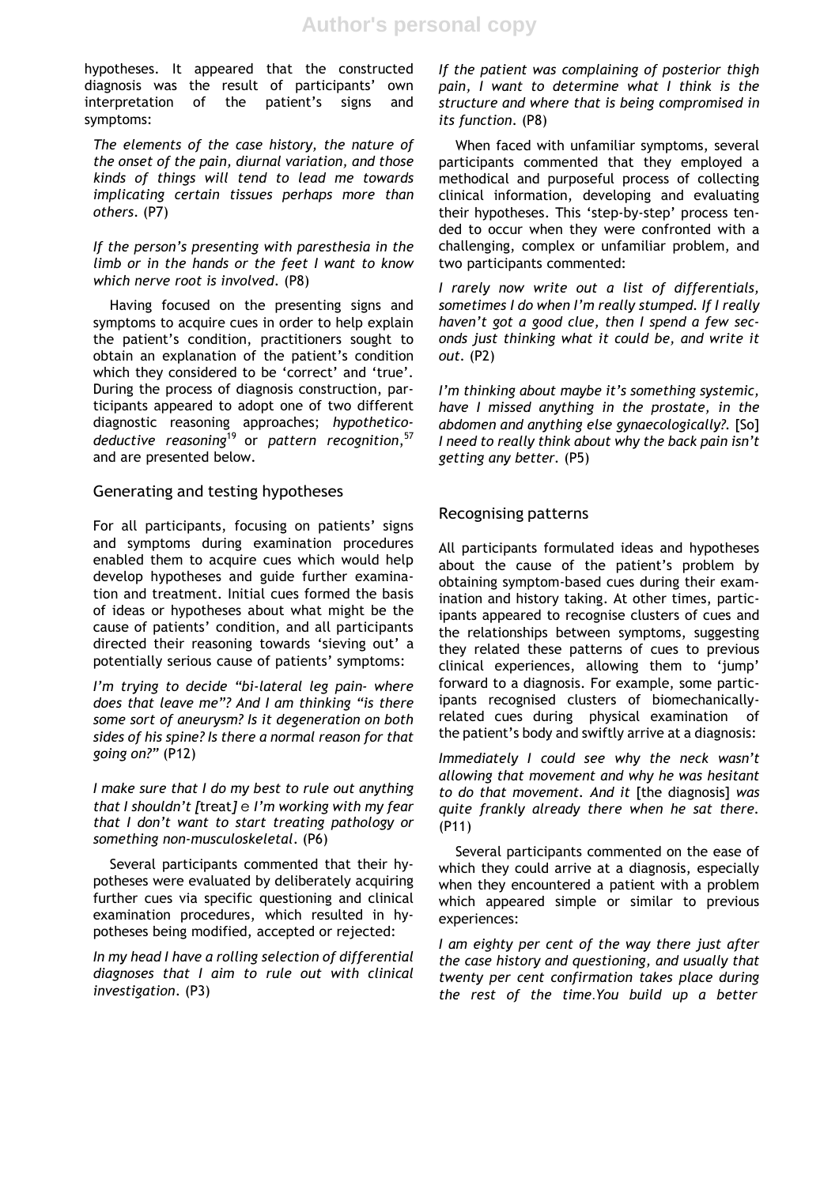hypotheses. It appeared that the constructed diagnosis was the result of participants' own interpretation of the patient's signs and symptoms:

*The elements of the case history, the nature of the onset of the pain, diurnal variation, and those kinds of things will tend to lead me towards implicating certain tissues perhaps more than others.* (P7)

*If the person's presenting with paresthesia in the limb or in the hands or the feet I want to know which nerve root is involved.* (P8)

Having focused on the presenting signs and symptoms to acquire cues in order to help explain the patient's condition, practitioners sought to obtain an explanation of the patient's condition which they considered to be 'correct' and 'true'. During the process of diagnosis construction, participants appeared to adopt one of two different diagnostic reasoning approaches; *hypothetico-deductive reasoning*[19] or *pattern recognition*,[57] and are presented below.

## Generating and testing hypotheses

For all participants, focusing on patients' signs and symptoms during examination procedures enabled them to acquire cues which would help develop hypotheses and guide further examination and treatment. Initial cues formed the basis of ideas or hypotheses about what might be the cause of patients' condition, and all participants directed their reasoning towards 'sieving out' a potentially serious cause of patients' symptoms:

*I'm trying to decide "bi-lateral leg pain- where does that leave me"? And I am thinking "is there some sort of aneurysm? Is it degeneration on both sides of his spine? Is there a normal reason for that going on?"* (P12)

*I make sure that I do my best to rule out anything that I shouldn't [*treat*]* ∈ *I'm working with my fear that I don't want to start treating pathology or something non-musculoskeletal.* (P6)

Several participants commented that their hypotheses were evaluated by deliberately acquiring further cues via specific questioning and clinical examination procedures, which resulted in hypotheses being modified, accepted or rejected:

*In my head I have a rolling selection of differential diagnoses that I aim to rule out with clinical investigation.* (P3)

*If the patient was complaining of posterior thigh pain, I want to determine what I think is the structure and where that is being compromised in its function.* (P8)

When faced with unfamiliar symptoms, several participants commented that they employed a methodical and purposeful process of collecting clinical information, developing and evaluating their hypotheses. This 'step-by-step' process tended to occur when they were confronted with a challenging, complex or unfamiliar problem, and two participants commented:

*I rarely now write out a list of differentials, sometimes I do when I'm really stumped. If I really haven't got a good clue, then I spend a few seconds just thinking what it could be, and write it out.* (P2)

*I'm thinking about maybe it's something systemic, have I missed anything in the prostate, in the abdomen and anything else gynaecologically?.* [So] *I need to really think about why the back pain isn't getting any better.* (P5)

## Recognising patterns

All participants formulated ideas and hypotheses about the cause of the patient's problem by obtaining symptom-based cues during their examination and history taking. At other times, participants appeared to recognise clusters of cues and the relationships between symptoms, suggesting they related these patterns of cues to previous clinical experiences, allowing them to 'jump' forward to a diagnosis. For example, some participants recognised clusters of biomechanically-related cues during physical examination of the patient's body and swiftly arrive at a diagnosis:

*Immediately I could see why the neck wasn't allowing that movement and why he was hesitant to do that movement. And it* [the diagnosis] *was quite frankly already there when he sat there.* (P11)

Several participants commented on the ease of which they could arrive at a diagnosis, especially when they encountered a patient with a problem which appeared simple or similar to previous experiences:

*I am eighty per cent of the way there just after the case history and questioning, and usually that twenty per cent confirmation takes place during the rest of the time.You build up a better*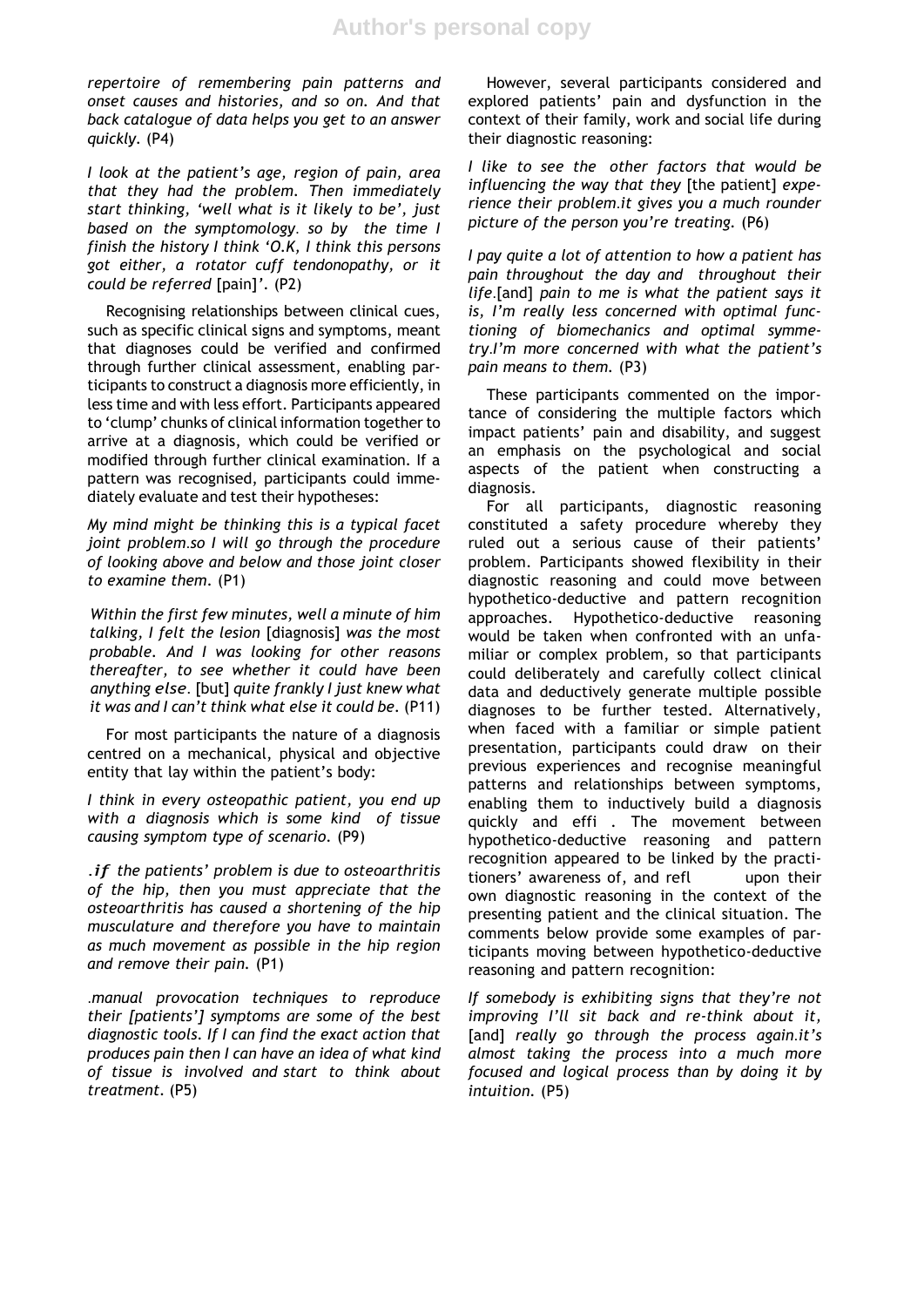*repertoire of remembering pain patterns and onset causes and histories, and so on. And that back catalogue of data helps you get to an answer quickly.* (P4)

*I look at the patient's age, region of pain, area that they had the problem. Then immediately start thinking, 'well what is it likely to be', just based on the symptomology. so by the time I finish the history I think 'O.K, I think this persons got either, a rotator cuff tendonopathy, or it could be referred* [pain]*'.* (P2)

Recognising relationships between clinical cues, such as specific clinical signs and symptoms, meant that diagnoses could be verified and confirmed through further clinical assessment, enabling participants to construct a diagnosis more efficiently, in less time and with less effort. Participants appeared to 'clump' chunks of clinical information together to arrive at a diagnosis, which could be verified or modified through further clinical examination. If a pattern was recognised, participants could immediately evaluate and test their hypotheses:

*My mind might be thinking this is a typical facet joint problem.so I will go through the procedure of looking above and below and those joint closer to examine them.* (P1)

*Within the first few minutes, well a minute of him talking, I felt the lesion* [diagnosis] *was the most probable. And I was looking for other reasons thereafter, to see whether it could have been anything else.* [but] *quite frankly I just knew what it was and I can't think what else it could be.* (P11)

For most participants the nature of a diagnosis centred on a mechanical, physical and objective entity that lay within the patient's body:

*I think in every osteopathic patient, you end up with a diagnosis which is some kind of tissue causing symptom type of scenario.* (P9)

*.if the patients' problem is due to osteoarthritis of the hip, then you must appreciate that the osteoarthritis has caused a shortening of the hip musculature and therefore you have to maintain as much movement as possible in the hip region and remove their pain.* (P1)

*.manual provocation techniques to reproduce their [patients'] symptoms are some of the best diagnostic tools. If I can find the exact action that produces pain then I can have an idea of what kind of tissue is involved and start to think about treatment.* (P5)

However, several participants considered and explored patients' pain and dysfunction in the context of their family, work and social life during their diagnostic reasoning:

*I like to see the other factors that would be influencing the way that they* [the patient] *experience their problem.it gives you a much rounder picture of the person you're treating.* (P6)

*I pay quite a lot of attention to how a patient has pain throughout the day and throughout their life.*[and] *pain to me is what the patient says it is, I'm really less concerned with optimal functioning of biomechanics and optimal symmetry.I'm more concerned with what the patient's pain means to them.* (P3)

These participants commented on the importance of considering the multiple factors which impact patients' pain and disability, and suggest an emphasis on the psychological and social aspects of the patient when constructing a diagnosis.

For all participants, diagnostic reasoning constituted a safety procedure whereby they ruled out a serious cause of their patients' problem. Participants showed flexibility in their diagnostic reasoning and could move between hypothetico-deductive and pattern recognition approaches. Hypothetico-deductive reasoning would be taken when confronted with an unfamiliar or complex problem, so that participants could deliberately and carefully collect clinical data and deductively generate multiple possible diagnoses to be further tested. Alternatively, when faced with a familiar or simple patient presentation, participants could draw on their previous experiences and recognise meaningful patterns and relationships between symptoms, enabling them to inductively build a diagnosis quickly and effi . The movement between hypothetico-deductive reasoning and pattern recognition appeared to be linked by the practitioners' awareness of, and refl upon their own diagnostic reasoning in the context of the presenting patient and the clinical situation. The comments below provide some examples of participants moving between hypothetico-deductive reasoning and pattern recognition:

*If somebody is exhibiting signs that they're not improving I'll sit back and re-think about it,* [and] *really go through the process again.it's almost taking the process into a much more focused and logical process than by doing it by intuition.* (P5)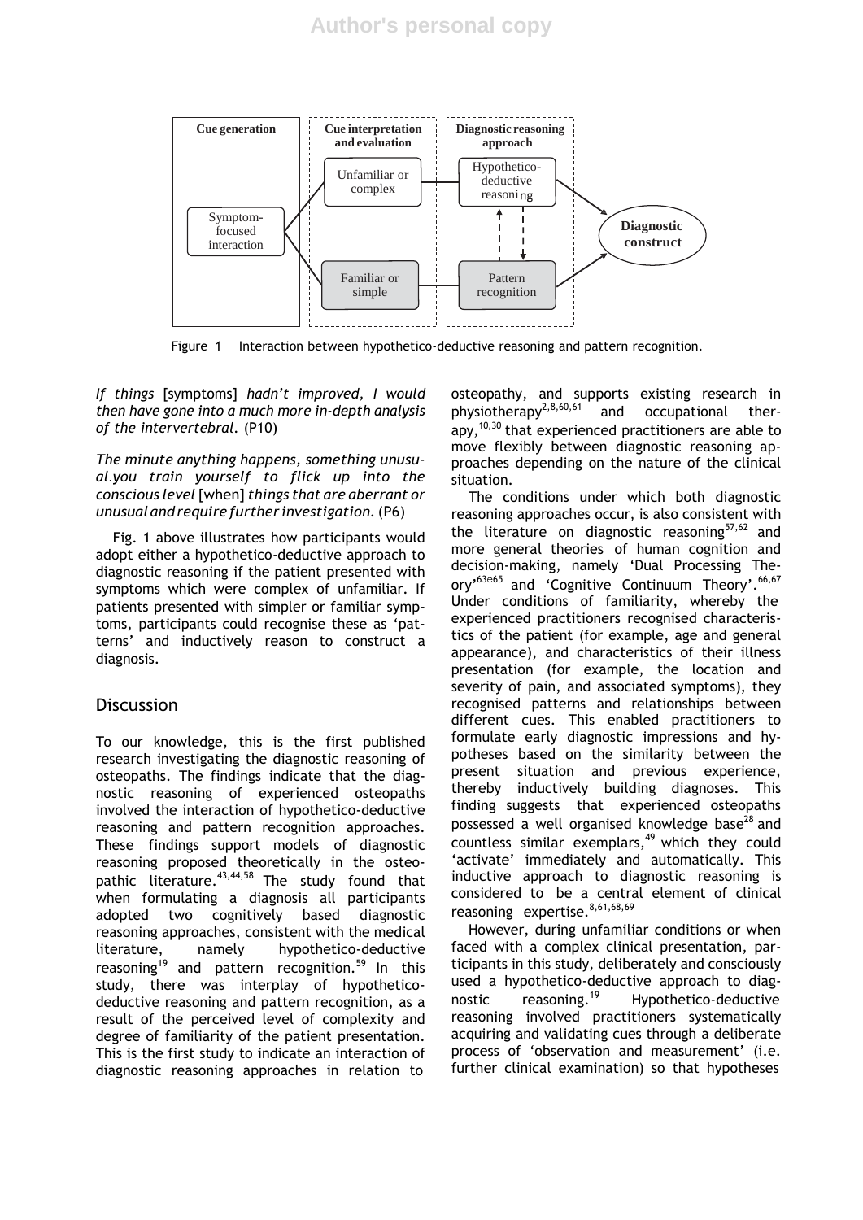Figure 1 Interaction between hypothetico-deductive reasoning and pattern recognition.

*If things* [symptoms] *hadn't improved, I would then have gone into a much more in-depth analysis of the intervertebral*. (P10)

*The minute anything happens, something unusual.you train yourself to flick up into the conscious level* [when] *things that are aberrant or unusual and require further investigation*. (P6)

Fig. 1 above illustrates how participants would adopt either a hypothetico-deductive approach to diagnostic reasoning if the patient presented with symptoms which were complex of unfamiliar. If patients presented with simpler or familiar symptoms, participants could recognise these as 'patterns' and inductively reason to construct a diagnosis.

## Discussion

To our knowledge, this is the first published research investigating the diagnostic reasoning of osteopaths. The findings indicate that the diagnostic reasoning of experienced osteopaths involved the interaction of hypothetico-deductive reasoning and pattern recognition approaches. These findings support models of diagnostic reasoning proposed theoretically in the osteopathic literature.[43,44,58] The study found that when formulating a diagnosis all participants adopted two cognitively based diagnostic reasoning approaches, consistent with the medical literature, namely hypothetico-deductive reasoning[19] and pattern recognition.[59] In this study, there was interplay of hypothetico-deductive reasoning and pattern recognition, as a result of the perceived level of complexity and degree of familiarity of the patient presentation. This is the first study to indicate an interaction of diagnostic reasoning approaches in relation to osteopathy, and supports existing research in physiotherapy[2,8,60,61] and occupational therapy,[10,30] that experienced practitioners are able to move flexibly between diagnostic reasoning approaches depending on the nature of the clinical situation.

The conditions under which both diagnostic reasoning approaches occur, is also consistent with the literature on diagnostic reasoning[57,62] and more general theories of human cognition and decision-making, namely 'Dual Processing Theory'[63e65] and 'Cognitive Continuum Theory'.[66,67] Under conditions of familiarity, whereby the experienced practitioners recognised characteristics of the patient (for example, age and general appearance), and characteristics of their illness presentation (for example, the location and severity of pain, and associated symptoms), they recognised patterns and relationships between different cues. This enabled practitioners to formulate early diagnostic impressions and hypotheses based on the similarity between the present situation and previous experience, thereby inductively building diagnoses. This finding suggests that experienced osteopaths possessed a well organised knowledge base[28] and countless similar exemplars,[49] which they could 'activate' immediately and automatically. This inductive approach to diagnostic reasoning is considered to be a central element of clinical reasoning expertise.[8,61,68,69]

However, during unfamiliar conditions or when faced with a complex clinical presentation, participants in this study, deliberately and consciously used a hypothetico-deductive approach to diagnostic reasoning.[19] Hypothetico-deductive reasoning involved practitioners systematically acquiring and validating cues through a deliberate process of 'observation and measurement' (i.e. further clinical examination) so that hypotheses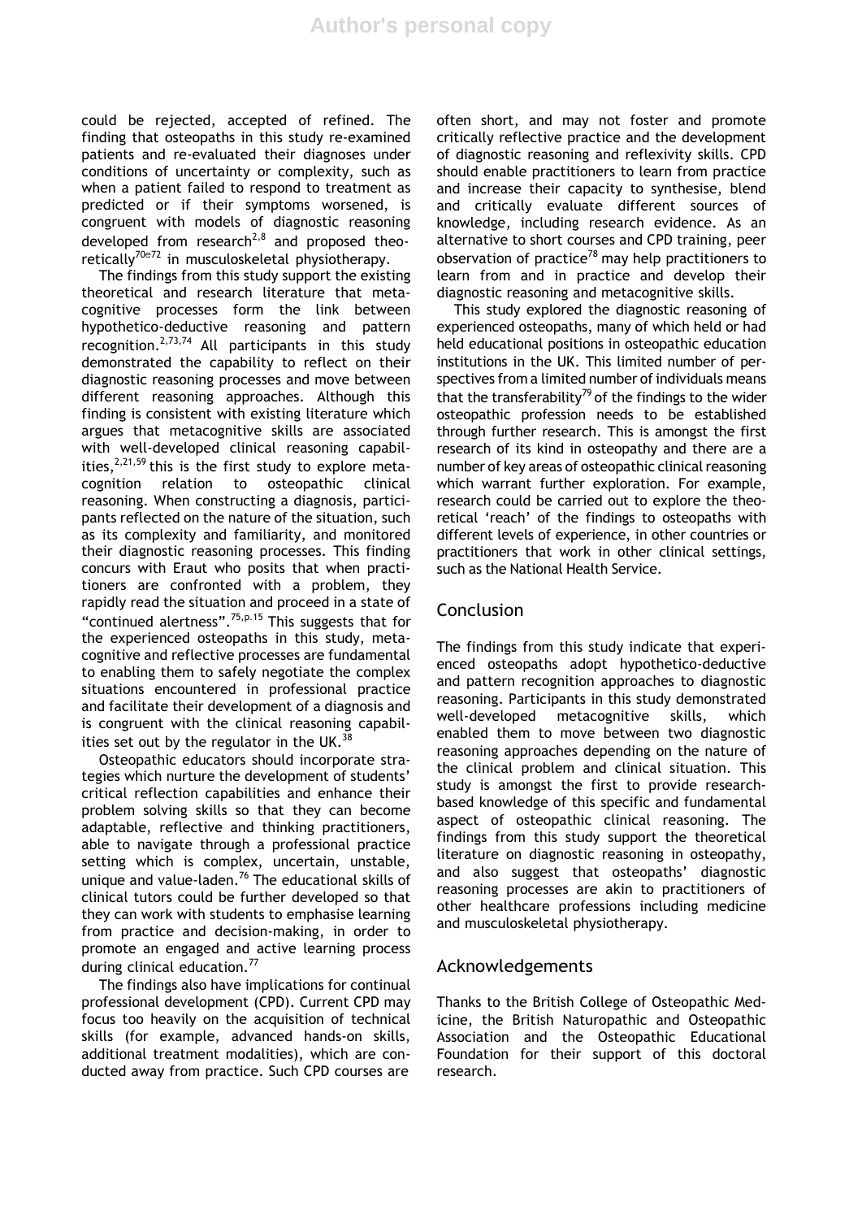could be rejected, accepted of refined. The finding that osteopaths in this study re-examined patients and re-evaluated their diagnoses under conditions of uncertainty or complexity, such as when a patient failed to respond to treatment as predicted or if their symptoms worsened, is congruent with models of diagnostic reasoning developed from research[2,8] and proposed theoretically[70e72] in musculoskeletal physiotherapy.

The findings from this study support the existing theoretical and research literature that metacognitive processes form the link between hypothetico-deductive reasoning and pattern recognition.[2,73,74] All participants in this study demonstrated the capability to reflect on their diagnostic reasoning processes and move between different reasoning approaches. Although this finding is consistent with existing literature which argues that metacognitive skills are associated with well-developed clinical reasoning capabilities,[2,21,59] this is the first study to explore metacognition relation to osteopathic clinical reasoning. When constructing a diagnosis, participants reflected on the nature of the situation, such as its complexity and familiarity, and monitored their diagnostic reasoning processes. This finding concurs with Eraut who posits that when practitioners are confronted with a problem, they rapidly read the situation and proceed in a state of "continued alertness".[75,p.15] This suggests that for the experienced osteopaths in this study, metacognitive and reflective processes are fundamental to enabling them to safely negotiate the complex situations encountered in professional practice and facilitate their development of a diagnosis and is congruent with the clinical reasoning capabilities set out by the regulator in the UK.[38]

Osteopathic educators should incorporate strategies which nurture the development of students' critical reflection capabilities and enhance their problem solving skills so that they can become adaptable, reflective and thinking practitioners, able to navigate through a professional practice setting which is complex, uncertain, unstable, unique and value-laden.[76] The educational skills of clinical tutors could be further developed so that they can work with students to emphasise learning from practice and decision-making, in order to promote an engaged and active learning process during clinical education.[77]

The findings also have implications for continual professional development (CPD). Current CPD may focus too heavily on the acquisition of technical skills (for example, advanced hands-on skills, additional treatment modalities), which are conducted away from practice. Such CPD courses are often short, and may not foster and promote critically reflective practice and the development of diagnostic reasoning and reflexivity skills. CPD should enable practitioners to learn from practice and increase their capacity to synthesise, blend and critically evaluate different sources of knowledge, including research evidence. As an alternative to short courses and CPD training, peer observation of practice[78] may help practitioners to learn from and in practice and develop their diagnostic reasoning and metacognitive skills.

This study explored the diagnostic reasoning of experienced osteopaths, many of which held or had held educational positions in osteopathic education institutions in the UK. This limited number of perspectives from a limited number of individuals means that the transferability[79] of the findings to the wider osteopathic profession needs to be established through further research. This is amongst the first research of its kind in osteopathy and there are a number of key areas of osteopathic clinical reasoning which warrant further exploration. For example, research could be carried out to explore the theoretical 'reach' of the findings to osteopaths with different levels of experience, in other countries or practitioners that work in other clinical settings, such as the National Health Service.

## Conclusion

The findings from this study indicate that experienced osteopaths adopt hypothetico-deductive and pattern recognition approaches to diagnostic reasoning. Participants in this study demonstrated well-developed metacognitive skills, which enabled them to move between two diagnostic reasoning approaches depending on the nature of the clinical problem and clinical situation. This study is amongst the first to provide research-based knowledge of this specific and fundamental aspect of osteopathic clinical reasoning. The findings from this study support the theoretical literature on diagnostic reasoning in osteopathy, and also suggest that osteopaths' diagnostic reasoning processes are akin to practitioners of other healthcare professions including medicine and musculoskeletal physiotherapy.

## Acknowledgements

Thanks to the British College of Osteopathic Medicine, the British Naturopathic and Osteopathic Association and the Osteopathic Educational Foundation for their support of this doctoral research.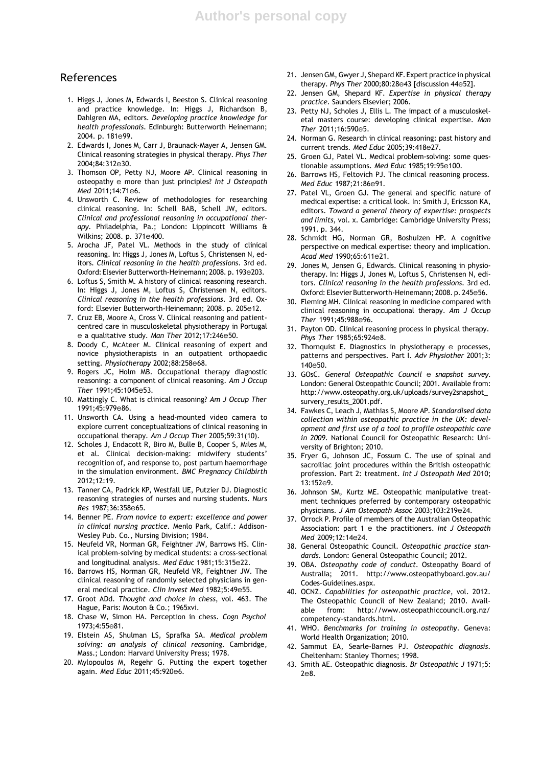## References

1. Higgs J, Jones M, Edwards I, Beeston S. Clinical reasoning and practice knowledge. In: Higgs J, Richardson B, Dahlgren MA, editors. *Developing practice knowledge for health professionals*. Edinburgh: Butterworth Heinemann; 2004. p. 181e99.
2. Edwards I, Jones M, Carr J, Braunack-Mayer A, Jensen GM. Clinical reasoning strategies in physical therapy. *Phys Ther* 2004;84:312e30.
3. Thomson OP, Petty NJ, Moore AP. Clinical reasoning in osteopathy e more than just principles? *Int J Osteopath Med* 2011;14:71e6.
4. Unsworth C. Review of methodologies for researching clinical reasoning. In: Schell BAB, Schell JW, editors. *Clinical and professional reasoning in occupational therapy*. Philadelphia, Pa.; London: Lippincott Williams & Wilkins; 2008. p. 371e400.
5. Arocha JF, Patel VL. Methods in the study of clinical reasoning. In: Higgs J, Jones M, Loftus S, Christensen N, editors. *Clinical reasoning in the health professions*. 3rd ed. Oxford: Elsevier Butterworth-Heinemann; 2008. p. 193e203.
6. Loftus S, Smith M. A history of clinical reasoning research. In: Higgs J, Jones M, Loftus S, Christensen N, editors. *Clinical reasoning in the health professions*. 3rd ed. Oxford: Elsevier Butterworth-Heinemann; 2008. p. 205e12.
7. Cruz EB, Moore A, Cross V. Clinical reasoning and patient-centred care in musculoskeletal physiotherapy in Portugal e a qualitative study. *Man Ther* 2012;17:246e50.
8. Doody C, McAteer M. Clinical reasoning of expert and novice physiotherapists in an outpatient orthopaedic setting. *Physiotherapy* 2002;88:258e68.
9. Rogers JC, Holm MB. Occupational therapy diagnostic reasoning: a component of clinical reasoning. *Am J Occup Ther* 1991;45:1045e53.
10. Mattingly C. What is clinical reasoning? *Am J Occup Ther* 1991;45:979e86.
11. Unsworth CA. Using a head-mounted video camera to explore current conceptualizations of clinical reasoning in occupational therapy. *Am J Occup Ther* 2005;59:31(10).
12. Scholes J, Endacott R, Biro M, Bulle B, Cooper S, Miles M, et al. Clinical decision-making: midwifery students' recognition of, and response to, post partum haemorrhage in the simulation environment. *BMC Pregnancy Childbirth* 2012;12:19.
13. Tanner CA, Padrick KP, Westfall UE, Putzier DJ. Diagnostic reasoning strategies of nurses and nursing students. *Nurs Res* 1987;36:358e65.
14. Benner PE. *From novice to expert: excellence and power in clinical nursing practice*. Menlo Park, Calif.: Addison-Wesley Pub. Co., Nursing Division; 1984.
15. Neufeld VR, Norman GR, Feightner JW, Barrows HS. Clinical problem-solving by medical students: a cross-sectional and longitudinal analysis. *Med Educ* 1981;15:315e22.
16. Barrows HS, Norman GR, Neufeld VR, Feightner JW. The clinical reasoning of randomly selected physicians in general medical practice. *Clin Invest Med* 1982;5:49e55.
17. Groot ADd. *Thought and choice in chess*, vol. 463. The Hague, Paris: Mouton & Co.; 1965xvi.
18. Chase W, Simon HA. Perception in chess. *Cogn Psychol* 1973;4:55e81.
19. Elstein AS, Shulman LS, Sprafka SA. *Medical problem solving: an analysis of clinical reasoning*. Cambridge, Mass.; London: Harvard University Press; 1978.
20. Mylopoulos M, Regehr G. Putting the expert together again. *Med Educ* 2011;45:920e6.
21. Jensen GM, Gwyer J, Shepard KF. Expert practice in physical therapy. *Phys Ther* 2000;80:28e43 [discussion 44e52].
22. Jensen GM, Shepard KF. *Expertise in physical therapy practice*. Saunders Elsevier; 2006.
23. Petty NJ, Scholes J, Ellis L. The impact of a musculoskeletal masters course: developing clinical expertise. *Man Ther* 2011;16:590e5.
24. Norman G. Research in clinical reasoning: past history and current trends. *Med Educ* 2005;39:418e27.
25. Groen GJ, Patel VL. Medical problem-solving: some questionable assumptions. *Med Educ* 1985;19:95e100.
26. Barrows HS, Feltovich PJ. The clinical reasoning process. *Med Educ* 1987;21:86e91.
27. Patel VL, Groen GJ. The general and specific nature of medical expertise: a critical look. In: Smith J, Ericsson KA, editors. *Toward a general theory of expertise: prospects and limits*, vol. x. Cambridge: Cambridge University Press; 1991. p. 344.
28. Schmidt HG, Norman GR, Boshuizen HP. A cognitive perspective on medical expertise: theory and implication. *Acad Med* 1990;65:611e21.
29. Jones M, Jensen G, Edwards. Clinical reasoning in physiotherapy. In: Higgs J, Jones M, Loftus S, Christensen N, editors. *Clinical reasoning in the health professions*. 3rd ed. Oxford: Elsevier Butterworth-Heinemann; 2008. p. 245e56.
30. Fleming MH. Clinical reasoning in medicine compared with clinical reasoning in occupational therapy. *Am J Occup Ther* 1991;45:988e96.
31. Payton OD. Clinical reasoning process in physical therapy. *Phys Ther* 1985;65:924e8.
32. Thornquist E. Diagnostics in physiotherapy e processes, patterns and perspectives. Part I. *Adv Physiother* 2001;3:140e50.
33. GOsC. *General Osteopathic Council e snapshot survey*. London: General Osteopathic Council; 2001. Available from: http://www.osteopathy.org.uk/uploads/survey2snapshot_survey_results_2001.pdf.
34. Fawkes C, Leach J, Mathias S, Moore AP. *Standardised data collection within osteopathic practice in the UK: development and first use of a tool to profile osteopathic care in 2009*. National Council for Osteopathic Research: University of Brighton; 2010.
35. Fryer G, Johnson JC, Fossum C. The use of spinal and sacroiliac joint procedures within the British osteopathic profession. Part 2: treatment. *Int J Osteopath Med* 2010; 13:152e9.
36. Johnson SM, Kurtz ME. Osteopathic manipulative treatment techniques preferred by contemporary osteopathic physicians. *J Am Osteopath Assoc* 2003;103:219e24.
37. Orrock P. Profile of members of the Australian Osteopathic Association: part 1 e the practitioners. *Int J Osteopath Med* 2009;12:14e24.
38. General Osteopathic Council. *Osteopathic practice standards*. London: General Osteopathic Council; 2012.
39. OBA. *Osteopathy code of conduct*. Osteopathy Board of Australia; 2011. http://www.osteopathyboard.gov.au/Codes-Guidelines.aspx.
40. OCNZ. *Capabilities for osteopathic practice*, vol. 2012. The Osteopathic Council of New Zealand; 2010. Available from: http://www.osteopathiccouncil.org.nz/competency-standards.html.
41. WHO. *Benchmarks for training in osteopathy*. Geneva: World Health Organization; 2010.
42. Sammut EA, Searle-Barnes PJ. *Osteopathic diagnosis*. Cheltenham: Stanley Thornes; 1998.
43. Smith AE. Osteopathic diagnosis. *Br Osteopathic J* 1971;5:2e8.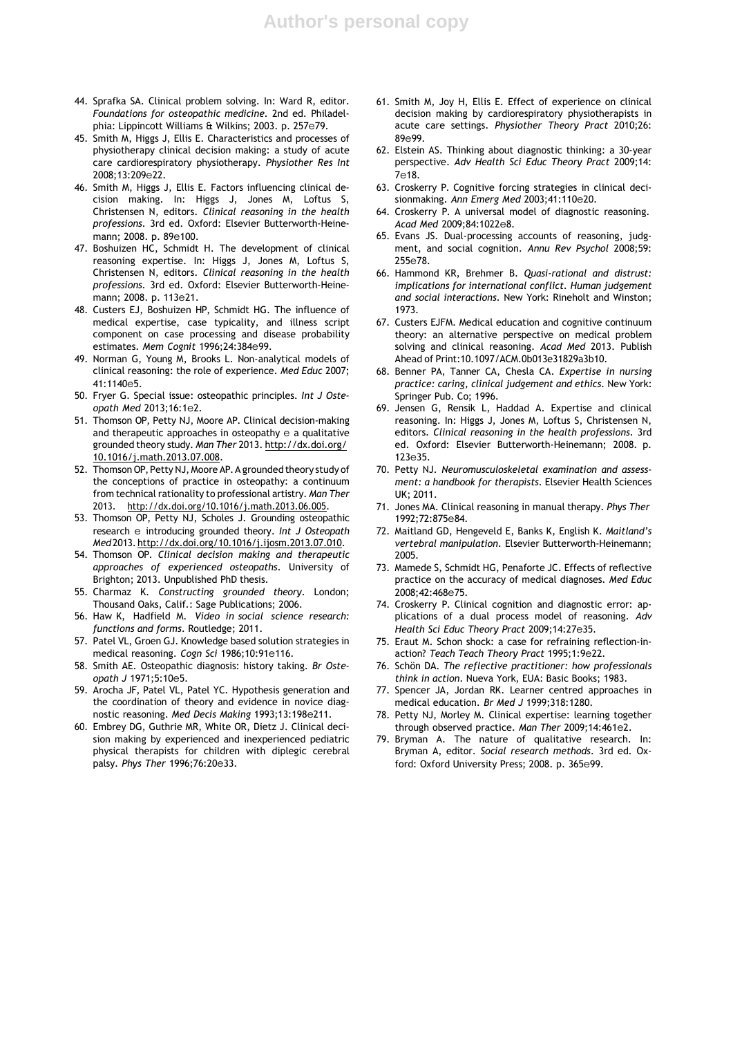44. Sprafka SA. Clinical problem solving. In: Ward R, editor. *Foundations for osteopathic medicine*. 2nd ed. Philadelphia: Lippincott Williams & Wilkins; 2003. p. 257e79.
45. Smith M, Higgs J, Ellis E. Characteristics and processes of physiotherapy clinical decision making: a study of acute care cardiorespiratory physiotherapy. *Physiother Res Int* 2008;13:209e22.
46. Smith M, Higgs J, Ellis E. Factors influencing clinical decision making. In: Higgs J, Jones M, Loftus S, Christensen N, editors. *Clinical reasoning in the health professions*. 3rd ed. Oxford: Elsevier Butterworth-Heinemann; 2008. p. 89e100.
47. Boshuizen HC, Schmidt H. The development of clinical reasoning expertise. In: Higgs J, Jones M, Loftus S, Christensen N, editors. *Clinical reasoning in the health professions*. 3rd ed. Oxford: Elsevier Butterworth-Heinemann; 2008. p. 113e21.
48. Custers EJ, Boshuizen HP, Schmidt HG. The influence of medical expertise, case typicality, and illness script component on case processing and disease probability estimates. *Mem Cognit* 1996;24:384e99.
49. Norman G, Young M, Brooks L. Non-analytical models of clinical reasoning: the role of experience. *Med Educ* 2007; 41:1140e5.
50. Fryer G. Special issue: osteopathic principles. *Int J Osteopath Med* 2013;16:1e2.
51. Thomson OP, Petty NJ, Moore AP. Clinical decision-making and therapeutic approaches in osteopathy e a qualitative grounded theory study. *Man Ther* 2013. http://dx.doi.org/10.1016/j.math.2013.07.008.
52. Thomson OP, Petty NJ, Moore AP. A grounded theory study of the conceptions of practice in osteopathy: a continuum from technical rationality to professional artistry. *Man Ther* 2013. http://dx.doi.org/10.1016/j.math.2013.06.005.
53. Thomson OP, Petty NJ, Scholes J. Grounding osteopathic research e introducing grounded theory. *Int J Osteopath Med* 2013. http://dx.doi.org/10.1016/j.ijosm.2013.07.010.
54. Thomson OP. *Clinical decision making and therapeutic approaches of experienced osteopaths*. University of Brighton; 2013. Unpublished PhD thesis.
55. Charmaz K. *Constructing grounded theory*. London; Thousand Oaks, Calif.: Sage Publications; 2006.
56. Haw K, Hadfield M. *Video in social science research: functions and forms*. Routledge; 2011.
57. Patel VL, Groen GJ. Knowledge based solution strategies in medical reasoning. *Cogn Sci* 1986;10:91e116.
58. Smith AE. Osteopathic diagnosis: history taking. *Br Osteopath J* 1971;5:10e5.
59. Arocha JF, Patel VL, Patel YC. Hypothesis generation and the coordination of theory and evidence in novice diagnostic reasoning. *Med Decis Making* 1993;13:198e211.
60. Embrey DG, Guthrie MR, White OR, Dietz J. Clinical decision making by experienced and inexperienced pediatric physical therapists for children with diplegic cerebral palsy. *Phys Ther* 1996;76:20e33.
61. Smith M, Joy H, Ellis E. Effect of experience on clinical decision making by cardiorespiratory physiotherapists in acute care settings. *Physiother Theory Pract* 2010;26: 89e99.
62. Elstein AS. Thinking about diagnostic thinking: a 30-year perspective. *Adv Health Sci Educ Theory Pract* 2009;14: 7e18.
63. Croskerry P. Cognitive forcing strategies in clinical decisionmaking. *Ann Emerg Med* 2003;41:110e20.
64. Croskerry P. A universal model of diagnostic reasoning. *Acad Med* 2009;84:1022e8.
65. Evans JS. Dual-processing accounts of reasoning, judgment, and social cognition. *Annu Rev Psychol* 2008;59: 255e78.
66. Hammond KR, Brehmer B. *Quasi-rational and distrust: implications for international conflict. Human judgement and social interactions*. New York: Rineholt and Winston; 1973.
67. Custers EJFM. Medical education and cognitive continuum theory: an alternative perspective on medical problem solving and clinical reasoning. *Acad Med* 2013. Publish Ahead of Print:10.1097/ACM.0b013e31829a3b10.
68. Benner PA, Tanner CA, Chesla CA. *Expertise in nursing practice: caring, clinical judgement and ethics*. New York: Springer Pub. Co; 1996.
69. Jensen G, Rensik L, Haddad A. Expertise and clinical reasoning. In: Higgs J, Jones M, Loftus S, Christensen N, editors. *Clinical reasoning in the health professions*. 3rd ed. Oxford: Elsevier Butterworth-Heinemann; 2008. p. 123e35.
70. Petty NJ. *Neuromusculoskeletal examination and assessment: a handbook for therapists*. Elsevier Health Sciences UK; 2011.
71. Jones MA. Clinical reasoning in manual therapy. *Phys Ther* 1992;72:875e84.
72. Maitland GD, Hengeveld E, Banks K, English K. *Maitland's vertebral manipulation*. Elsevier Butterworth-Heinemann; 2005.
73. Mamede S, Schmidt HG, Penaforte JC. Effects of reflective practice on the accuracy of medical diagnoses. *Med Educ* 2008;42:468e75.
74. Croskerry P. Clinical cognition and diagnostic error: applications of a dual process model of reasoning. *Adv Health Sci Educ Theory Pract* 2009;14:27e35.
75. Eraut M. Schon shock: a case for refraining reflection-in-action? *Teach Teach Theory Pract* 1995;1:9e22.
76. Schön DA. *The reflective practitioner: how professionals think in action*. Nueva York, EUA: Basic Books; 1983.
77. Spencer JA, Jordan RK. Learner centred approaches in medical education. *Br Med J* 1999;318:1280.
78. Petty NJ, Morley M. Clinical expertise: learning together through observed practice. *Man Ther* 2009;14:461e2.
79. Bryman A. The nature of qualitative research. In: Bryman A, editor. *Social research methods*. 3rd ed. Oxford: Oxford University Press; 2008. p. 365e99.